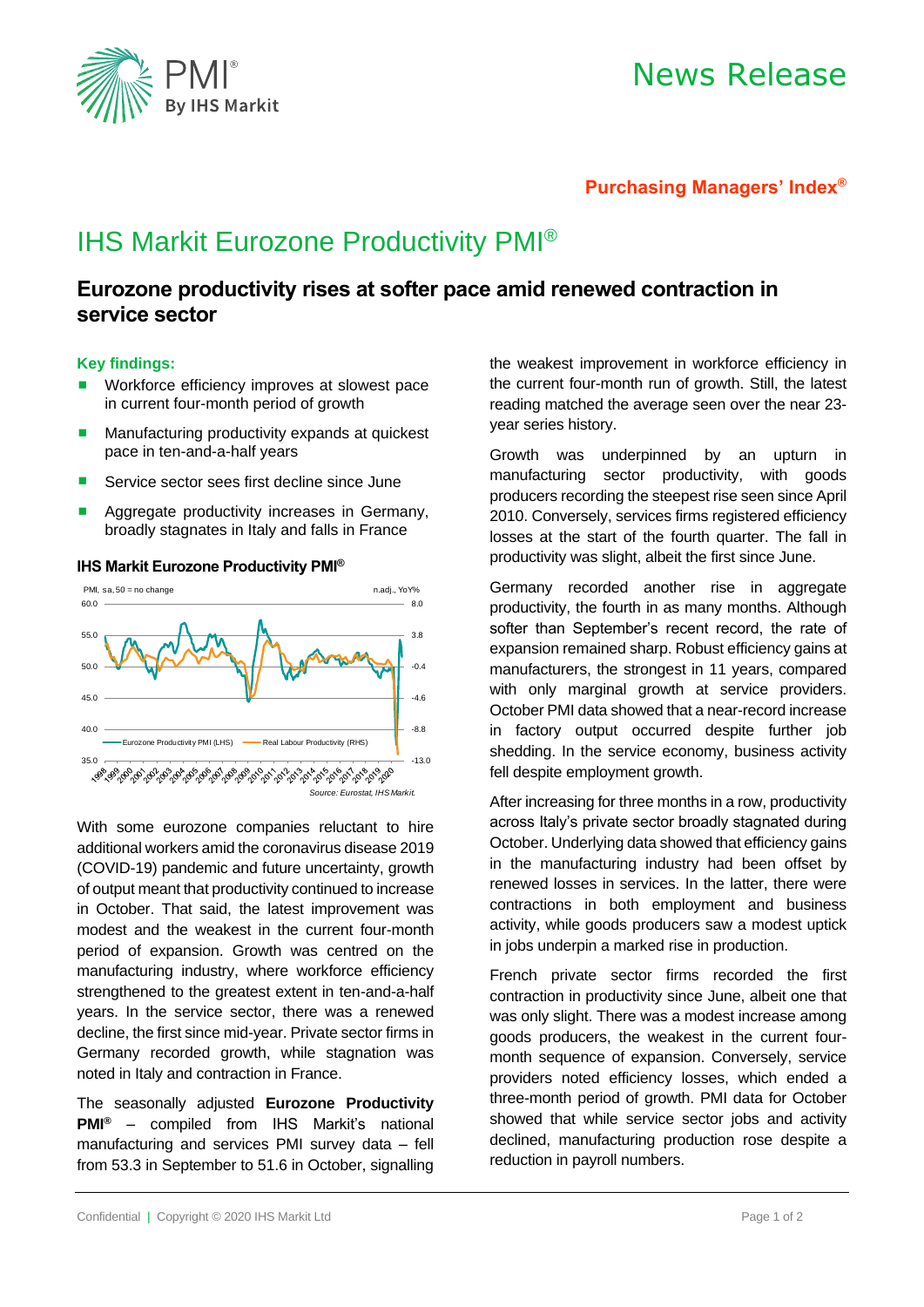# News Release

**Purchasing Managers' Index®**

# IHS Markit Eurozone Productivity PMI®

## Eurozone productivity rises at softer pace amid renewed contraction in service sector

### Key findings:

- Workforce efficiency improves at slowest pace in current four-month period of growth
- Manufacturing productivity expands at quickest pace in ten-and-a-half years
- Service sector sees first decline since June
- Aggregate productivity increases in Germany, broadly stagnates in Italy and falls in France

**IHS Markit Eurozone Productivity PMI®**

*Source: Eurostat, IHS Markit.*

With some eurozone companies reluctant to hire additional workers amid the coronavirus disease 2019 (COVID-19) pandemic and future uncertainty, growth of output meant that productivity continued to increase in October. That said, the latest improvement was modest and the weakest in the current four-month period of expansion. Growth was centred on the manufacturing industry, where workforce efficiency strengthened to the greatest extent in ten-and-a-half years. In the service sector, there was a renewed decline, the first since mid-year. Private sector firms in Germany recorded growth, while stagnation was noted in Italy and contraction in France.

The seasonally adjusted **Eurozone Productivity PMI®** – compiled from IHS Markit's national manufacturing and services PMI survey data – fell from 53.3 in September to 51.6 in October, signalling the weakest improvement in workforce efficiency in the current four-month run of growth. Still, the latest reading matched the average seen over the near 23-year series history.

Growth was underpinned by an upturn in manufacturing sector productivity, with goods producers recording the steepest rise seen since April 2010. Conversely, services firms registered efficiency losses at the start of the fourth quarter. The fall in productivity was slight, albeit the first since June.

Germany recorded another rise in aggregate productivity, the fourth in as many months. Although softer than September's recent record, the rate of expansion remained sharp. Robust efficiency gains at manufacturers, the strongest in 11 years, compared with only marginal growth at service providers. October PMI data showed that a near-record increase in factory output occurred despite further job shedding. In the service economy, business activity fell despite employment growth.

After increasing for three months in a row, productivity across Italy's private sector broadly stagnated during October. Underlying data showed that efficiency gains in the manufacturing industry had been offset by renewed losses in services. In the latter, there were contractions in both employment and business activity, while goods producers saw a modest uptick in jobs underpin a marked rise in production.

French private sector firms recorded the first contraction in productivity since June, albeit one that was only slight. There was a modest increase among goods producers, the weakest in the current four-month sequence of expansion. Conversely, service providers noted efficiency losses, which ended a three-month period of growth. PMI data for October showed that while service sector jobs and activity declined, manufacturing production rose despite a reduction in payroll numbers.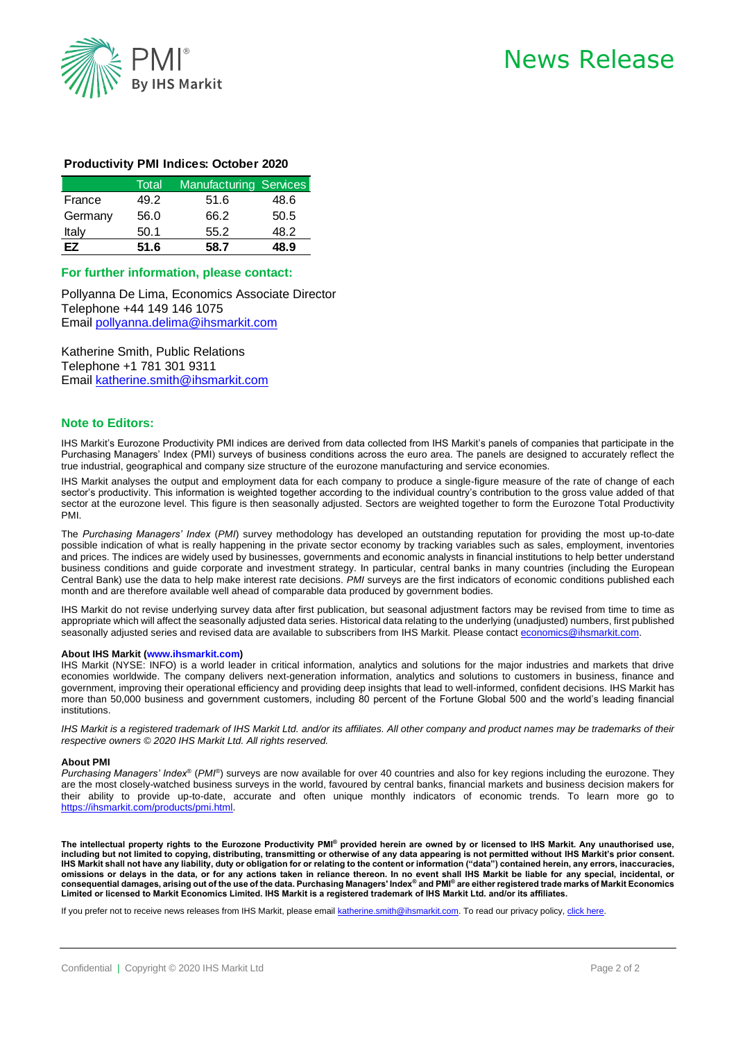**Productivity PMI Indices: October 2020**

| | Total | Manufacturing | Services |
|---|---|---|---|
| France | 49.2 | 51.6 | 48.6 |
| Germany | 56.0 | 66.2 | 50.5 |
| Italy | 50.1 | 55.2 | 48.2 |
| **EZ** | **51.6** | **58.7** | **48.9** |

### For further information, please contact:

Pollyanna De Lima, Economics Associate Director
Telephone +44 149 146 1075
Email pollyanna.delima@ihsmarkit.com

Katherine Smith, Public Relations
Telephone +1 781 301 9311
Email katherine.smith@ihsmarkit.com

### Note to Editors:

IHS Markit's Eurozone Productivity PMI indices are derived from data collected from IHS Markit's panels of companies that participate in the Purchasing Managers' Index (PMI) surveys of business conditions across the euro area. The panels are designed to accurately reflect the true industrial, geographical and company size structure of the eurozone manufacturing and service economies.

IHS Markit analyses the output and employment data for each company to produce a single-figure measure of the rate of change of each sector's productivity. This information is weighted together according to the individual country's contribution to the gross value added of that sector at the eurozone level. This figure is then seasonally adjusted. Sectors are weighted together to form the Eurozone Total Productivity PMI.

The *Purchasing Managers' Index* (*PMI*) survey methodology has developed an outstanding reputation for providing the most up-to-date possible indication of what is really happening in the private sector economy by tracking variables such as sales, employment, inventories and prices. The indices are widely used by businesses, governments and economic analysts in financial institutions to help better understand business conditions and guide corporate and investment strategy. In particular, central banks in many countries (including the European Central Bank) use the data to help make interest rate decisions. *PMI* surveys are the first indicators of economic conditions published each month and are therefore available well ahead of comparable data produced by government bodies.

IHS Markit do not revise underlying survey data after first publication, but seasonal adjustment factors may be revised from time to time as appropriate which will affect the seasonally adjusted data series. Historical data relating to the underlying (unadjusted) numbers, first published seasonally adjusted series and revised data are available to subscribers from IHS Markit. Please contact economics@ihsmarkit.com.

**About IHS Markit (www.ihsmarkit.com)**
IHS Markit (NYSE: INFO) is a world leader in critical information, analytics and solutions for the major industries and markets that drive economies worldwide. The company delivers next-generation information, analytics and solutions to customers in business, finance and government, improving their operational efficiency and providing deep insights that lead to well-informed, confident decisions. IHS Markit has more than 50,000 business and government customers, including 80 percent of the Fortune Global 500 and the world's leading financial institutions.

*IHS Markit is a registered trademark of IHS Markit Ltd. and/or its affiliates. All other company and product names may be trademarks of their respective owners © 2020 IHS Markit Ltd. All rights reserved.*

**About PMI**
*Purchasing Managers' Index*® (*PMI*®) surveys are now available for over 40 countries and also for key regions including the eurozone. They are the most closely-watched business surveys in the world, favoured by central banks, financial markets and business decision makers for their ability to provide up-to-date, accurate and often unique monthly indicators of economic trends. To learn more go to https://ihsmarkit.com/products/pmi.html.

**The intellectual property rights to the Eurozone Productivity PMI® provided herein are owned by or licensed to IHS Markit. Any unauthorised use, including but not limited to copying, distributing, transmitting or otherwise of any data appearing is not permitted without IHS Markit's prior consent. IHS Markit shall not have any liability, duty or obligation for or relating to the content or information ("data") contained herein, any errors, inaccuracies, omissions or delays in the data, or for any actions taken in reliance thereon. In no event shall IHS Markit be liable for any special, incidental, or consequential damages, arising out of the use of the data. Purchasing Managers' Index® and PMI® are either registered trade marks of Markit Economics Limited or licensed to Markit Economics Limited. IHS Markit is a registered trademark of IHS Markit Ltd. and/or its affiliates.**

If you prefer not to receive news releases from IHS Markit, please email katherine.smith@ihsmarkit.com. To read our privacy policy, click here.